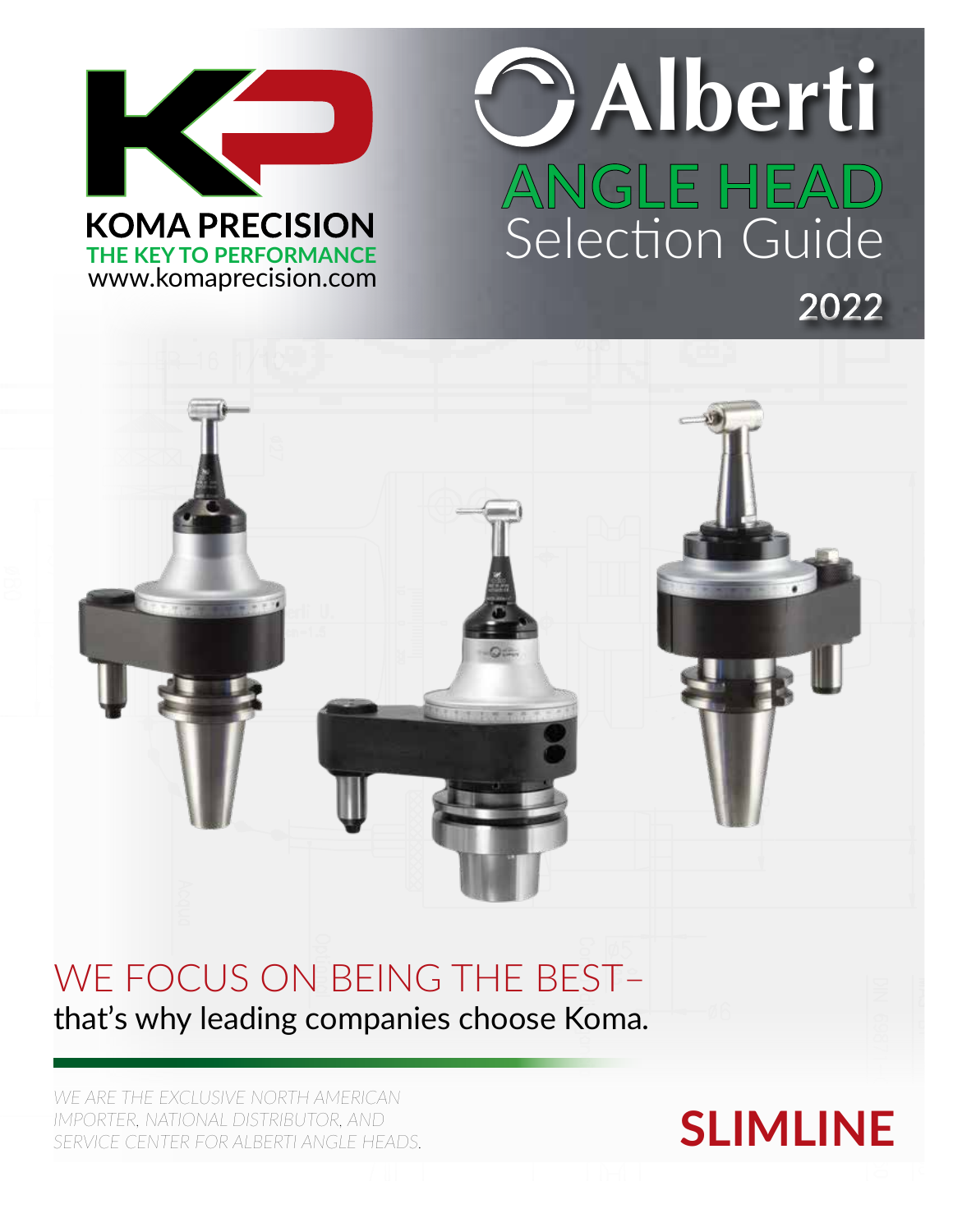KOMA PRECISION

THE KEY TO PERFORMANCE

www.komaprecision.com

# Alberti

# ANGLE HEAD Selection Guide

## 2022

## WE FOCUS ON BEING THE BEST–

that's why leading companies choose Koma.

*WE ARE THE EXCLUSIVE NORTH AMERICAN IMPORTER, NATIONAL DISTRIBUTOR, AND SERVICE CENTER FOR ALBERTI ANGLE HEADS.*

## SLIMLINE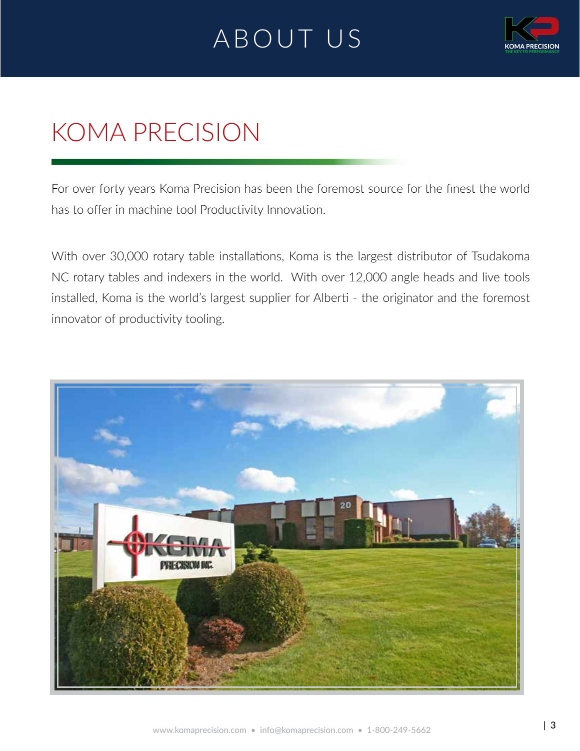# ABOUT US

## KOMA PRECISION

For over forty years Koma Precision has been the foremost source for the finest the world has to offer in machine tool Productivity Innovation.

With over 30,000 rotary table installations, Koma is the largest distributor of Tsudakoma NC rotary tables and indexers in the world. With over 12,000 angle heads and live tools installed, Koma is the world's largest supplier for Alberti - the originator and the foremost innovator of productivity tooling.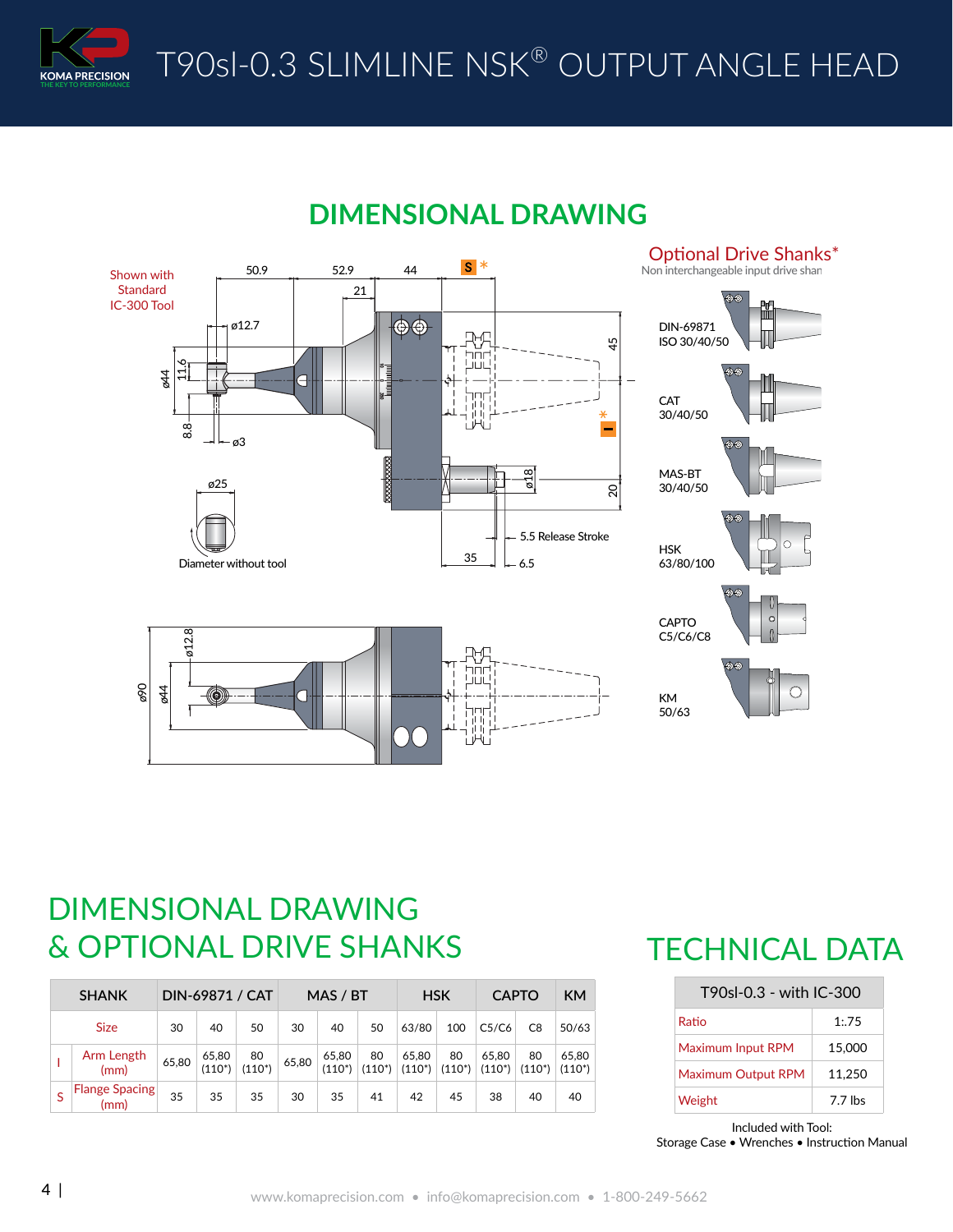# T90sl-0.3 SLIMLINE NSK® OUTPUT ANGLE HEAD

## DIMENSIONAL DRAWING

Shown with Standard IC-300 Tool

50.9
52.9
44
S *
21
ø12.7
ø44
11.6
8.8
ø3
45
*
I
ø25
ø18
20
Diameter without tool
35
5.5 Release Stroke
6.5

ø12.8
ø90
ø44

Optional Drive Shanks*

Non interchangeable input drive shan

DIN-69871
ISO 30/40/50

CAT
30/40/50

MAS-BT
30/40/50

HSK
63/80/100

CAPTO
C5/C6/C8

KM
50/63

## DIMENSIONAL DRAWING & OPTIONAL DRIVE SHANKS

| SHANK | | DIN-69871 / CAT | | | MAS / BT | | | HSK | | CAPTO | | KM |
|---|---|---|---|---|---|---|---|---|---|---|---|---|
| | Size | 30 | 40 | 50 | 30 | 40 | 50 | 63/80 | 100 | C5/C6 | C8 | 50/63 |
| I | Arm Length (mm) | 65,80 | 65,80 (110*) | 80 (110*) | 65,80 | 65,80 (110*) | 80 (110*) | 65,80 (110*) | 80 (110*) | 65,80 (110*) | 80 (110*) | 65,80 (110*) |
| S | Flange Spacing (mm) | 35 | 35 | 35 | 30 | 35 | 41 | 42 | 45 | 38 | 40 | 40 |

## TECHNICAL DATA

| T90sl-0.3 - with IC-300 | |
|---|---|
| Ratio | 1:.75 |
| Maximum Input RPM | 15,000 |
| Maximum Output RPM | 11,250 |
| Weight | 7.7 lbs |

Included with Tool:
Storage Case • Wrenches • Instruction Manual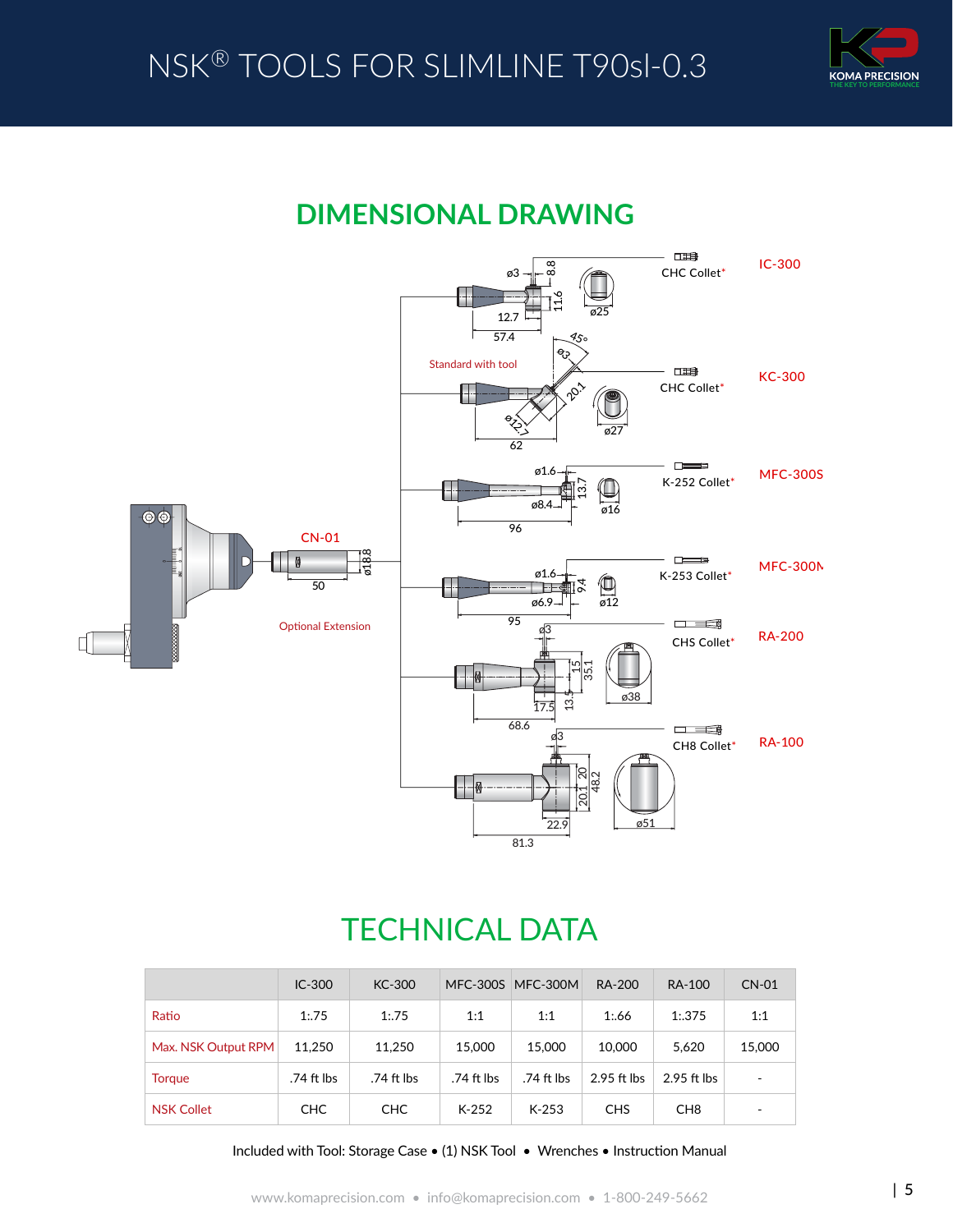# NSK® TOOLS FOR SLIMLINE T90sl-0.3

## DIMENSIONAL DRAWING

IC-300
CHC Collet*
ø3
8.8
11.6
12.7
ø25
57.4

KC-300
Standard with tool
45°
ø3
20.1
ø12.7
CHC Collet*
ø27
62

MFC-300S
K-252 Collet*
ø1.6
13.7
ø8.4
ø16
96

CN-01
ø18.8
50
Optional Extension

MFC-300M
K-253 Collet*
ø1.6
9.4
ø6.9
ø12
95

RA-200
CHS Collet*
ø3
15
35.1
13.5
17.5
ø38
68.6

RA-100
CH8 Collet*
ø3
20
48.2
20.1
22.9
ø51
81.3

## TECHNICAL DATA

| | IC-300 | KC-300 | MFC-300S | MFC-300M | RA-200 | RA-100 | CN-01 |
|---|---|---|---|---|---|---|---|
| Ratio | 1:.75 | 1:.75 | 1:1 | 1:1 | 1:.66 | 1:.375 | 1:1 |
| Max. NSK Output RPM | 11,250 | 11,250 | 15,000 | 15,000 | 10,000 | 5,620 | 15,000 |
| Torque | .74 ft lbs | .74 ft lbs | .74 ft lbs | .74 ft lbs | 2.95 ft lbs | 2.95 ft lbs | - |
| NSK Collet | CHC | CHC | K-252 | K-253 | CHS | CH8 | - |

Included with Tool: Storage Case • (1) NSK Tool • Wrenches • Instruction Manual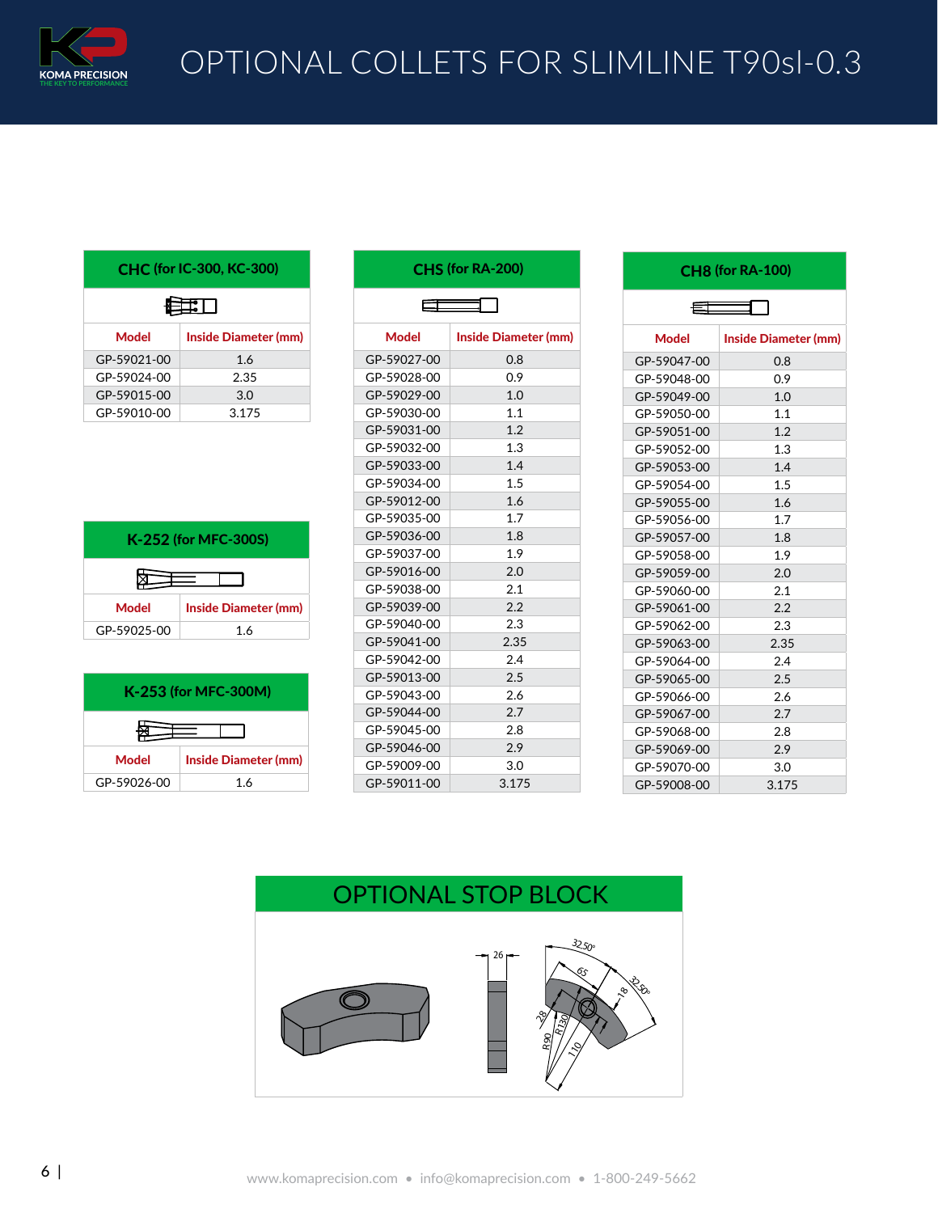# OPTIONAL COLLETS FOR SLIMLINE T90sl-0.3

## CHC (for IC-300, KC-300)

| Model | Inside Diameter (mm) |
|---|---|
| GP-59021-00 | 1.6 |
| GP-59024-00 | 2.35 |
| GP-59015-00 | 3.0 |
| GP-59010-00 | 3.175 |

## K-252 (for MFC-300S)

| Model | Inside Diameter (mm) |
|---|---|
| GP-59025-00 | 1.6 |

## K-253 (for MFC-300M)

| Model | Inside Diameter (mm) |
|---|---|
| GP-59026-00 | 1.6 |

## CHS (for RA-200)

| Model | Inside Diameter (mm) |
|---|---|
| GP-59027-00 | 0.8 |
| GP-59028-00 | 0.9 |
| GP-59029-00 | 1.0 |
| GP-59030-00 | 1.1 |
| GP-59031-00 | 1.2 |
| GP-59032-00 | 1.3 |
| GP-59033-00 | 1.4 |
| GP-59034-00 | 1.5 |
| GP-59012-00 | 1.6 |
| GP-59035-00 | 1.7 |
| GP-59036-00 | 1.8 |
| GP-59037-00 | 1.9 |
| GP-59016-00 | 2.0 |
| GP-59038-00 | 2.1 |
| GP-59039-00 | 2.2 |
| GP-59040-00 | 2.3 |
| GP-59041-00 | 2.35 |
| GP-59042-00 | 2.4 |
| GP-59013-00 | 2.5 |
| GP-59043-00 | 2.6 |
| GP-59044-00 | 2.7 |
| GP-59045-00 | 2.8 |
| GP-59046-00 | 2.9 |
| GP-59009-00 | 3.0 |
| GP-59011-00 | 3.175 |

## CH8 (for RA-100)

| Model | Inside Diameter (mm) |
|---|---|
| GP-59047-00 | 0.8 |
| GP-59048-00 | 0.9 |
| GP-59049-00 | 1.0 |
| GP-59050-00 | 1.1 |
| GP-59051-00 | 1.2 |
| GP-59052-00 | 1.3 |
| GP-59053-00 | 1.4 |
| GP-59054-00 | 1.5 |
| GP-59055-00 | 1.6 |
| GP-59056-00 | 1.7 |
| GP-59057-00 | 1.8 |
| GP-59058-00 | 1.9 |
| GP-59059-00 | 2.0 |
| GP-59060-00 | 2.1 |
| GP-59061-00 | 2.2 |
| GP-59062-00 | 2.3 |
| GP-59063-00 | 2.35 |
| GP-59064-00 | 2.4 |
| GP-59065-00 | 2.5 |
| GP-59066-00 | 2.6 |
| GP-59067-00 | 2.7 |
| GP-59068-00 | 2.8 |
| GP-59069-00 | 2.9 |
| GP-59070-00 | 3.0 |
| GP-59008-00 | 3.175 |

## OPTIONAL STOP BLOCK

26

32.50°

65

32.50°

18

28

R130

R90

110

www.komaprecision.com • info@komaprecision.com • 1-800-249-5662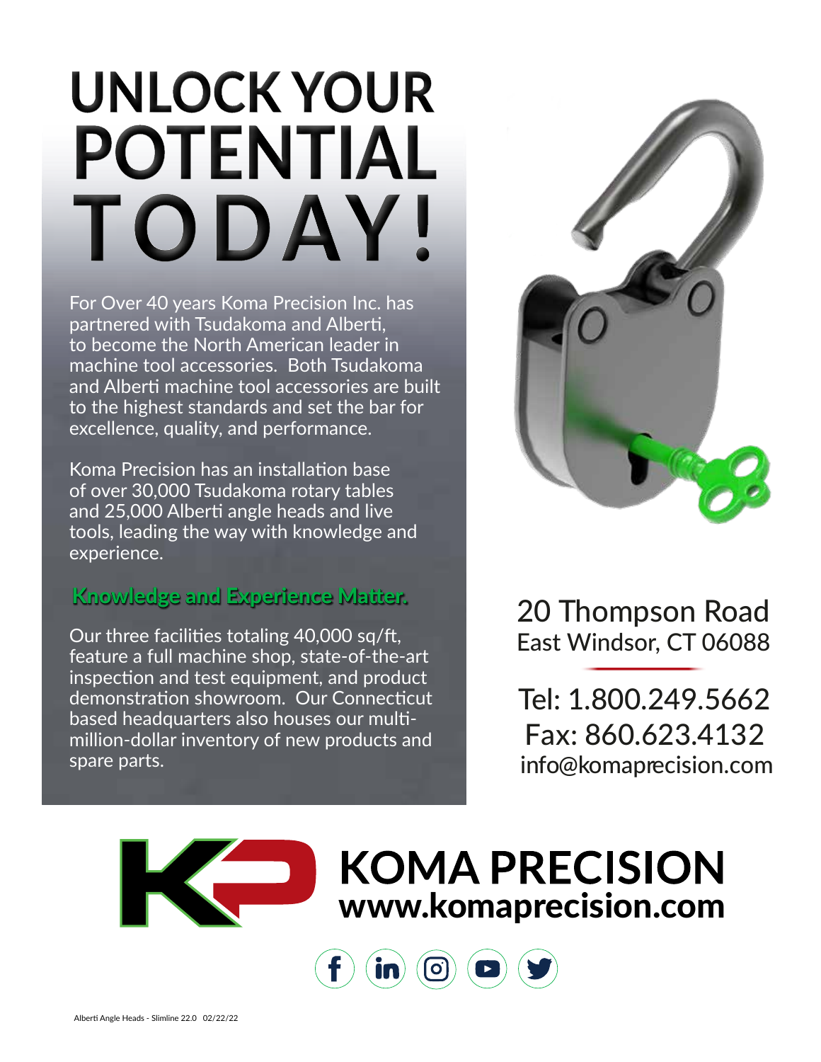# UNLOCK YOUR POTENTIAL TODAY!

For Over 40 years Koma Precision Inc. has partnered with Tsudakoma and Alberti, to become the North American leader in machine tool accessories. Both Tsudakoma and Alberti machine tool accessories are built to the highest standards and set the bar for excellence, quality, and performance.

Koma Precision has an installation base of over 30,000 Tsudakoma rotary tables and 25,000 Alberti angle heads and live tools, leading the way with knowledge and experience.

**Knowledge and Experience Matter.**

Our three facilities totaling 40,000 sq/ft, feature a full machine shop, state-of-the-art inspection and test equipment, and product demonstration showroom. Our Connecticut based headquarters also houses our multi-million-dollar inventory of new products and spare parts.

20 Thompson Road
East Windsor, CT 06088

Tel: 1.800.249.5662
Fax: 860.623.4132
info@komaprecision.com

**KOMA PRECISION**
**www.komaprecision.com**

Alberti Angle Heads - Slimline 22.0 02/22/22